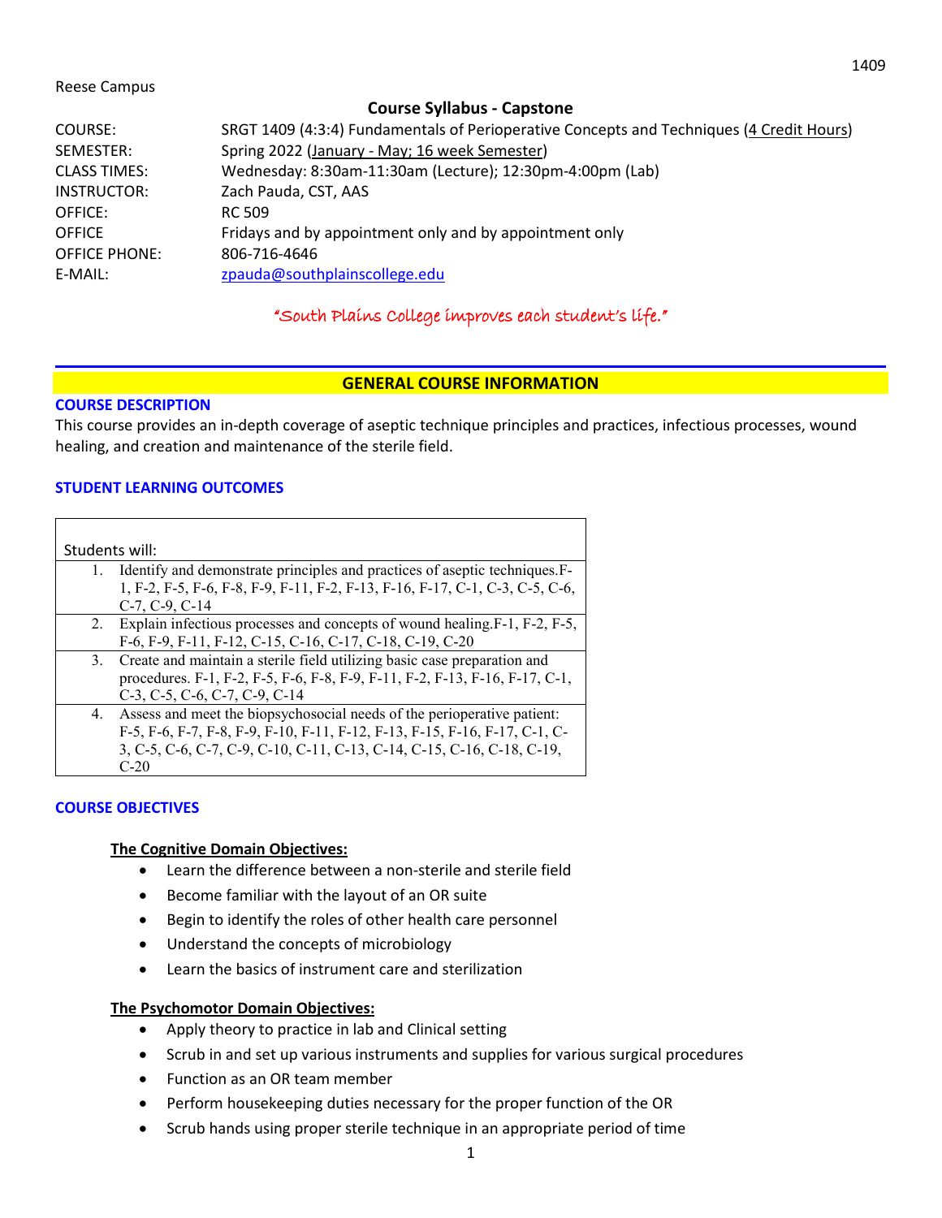Reese Campus

**Course Syllabus - Capstone**

| | |
|---|---|
| COURSE: | SRGT 1409 (4:3:4) Fundamentals of Perioperative Concepts and Techniques (4 Credit Hours) |
| SEMESTER: | Spring 2022 (January - May; 16 week Semester) |
| CLASS TIMES: | Wednesday: 8:30am-11:30am (Lecture); 12:30pm-4:00pm (Lab) |
| INSTRUCTOR: | Zach Pauda, CST, AAS |
| OFFICE: | RC 509 |
| OFFICE | Fridays and by appointment only and by appointment only |
| OFFICE PHONE: | 806-716-4646 |
| E-MAIL: | zpauda@southplainscollege.edu |

*"South Plains College improves each student's life."*

## GENERAL COURSE INFORMATION

### COURSE DESCRIPTION

This course provides an in-depth coverage of aseptic technique principles and practices, infectious processes, wound healing, and creation and maintenance of the sterile field.

### STUDENT LEARNING OUTCOMES

| Students will: |
|---|
| 1. Identify and demonstrate principles and practices of aseptic techniques.F-1, F-2, F-5, F-6, F-8, F-9, F-11, F-2, F-13, F-16, F-17, C-1, C-3, C-5, C-6, C-7, C-9, C-14 |
| 2. Explain infectious processes and concepts of wound healing.F-1, F-2, F-5, F-6, F-9, F-11, F-12, C-15, C-16, C-17, C-18, C-19, C-20 |
| 3. Create and maintain a sterile field utilizing basic case preparation and procedures. F-1, F-2, F-5, F-6, F-8, F-9, F-11, F-2, F-13, F-16, F-17, C-1, C-3, C-5, C-6, C-7, C-9, C-14 |
| 4. Assess and meet the biopsychosocial needs of the perioperative patient: F-5, F-6, F-7, F-8, F-9, F-10, F-11, F-12, F-13, F-15, F-16, F-17, C-1, C-3, C-5, C-6, C-7, C-9, C-10, C-11, C-13, C-14, C-15, C-16, C-18, C-19, C-20 |

### COURSE OBJECTIVES

**The Cognitive Domain Objectives:**

- Learn the difference between a non-sterile and sterile field
- Become familiar with the layout of an OR suite
- Begin to identify the roles of other health care personnel
- Understand the concepts of microbiology
- Learn the basics of instrument care and sterilization

**The Psychomotor Domain Objectives:**

- Apply theory to practice in lab and Clinical setting
- Scrub in and set up various instruments and supplies for various surgical procedures
- Function as an OR team member
- Perform housekeeping duties necessary for the proper function of the OR
- Scrub hands using proper sterile technique in an appropriate period of time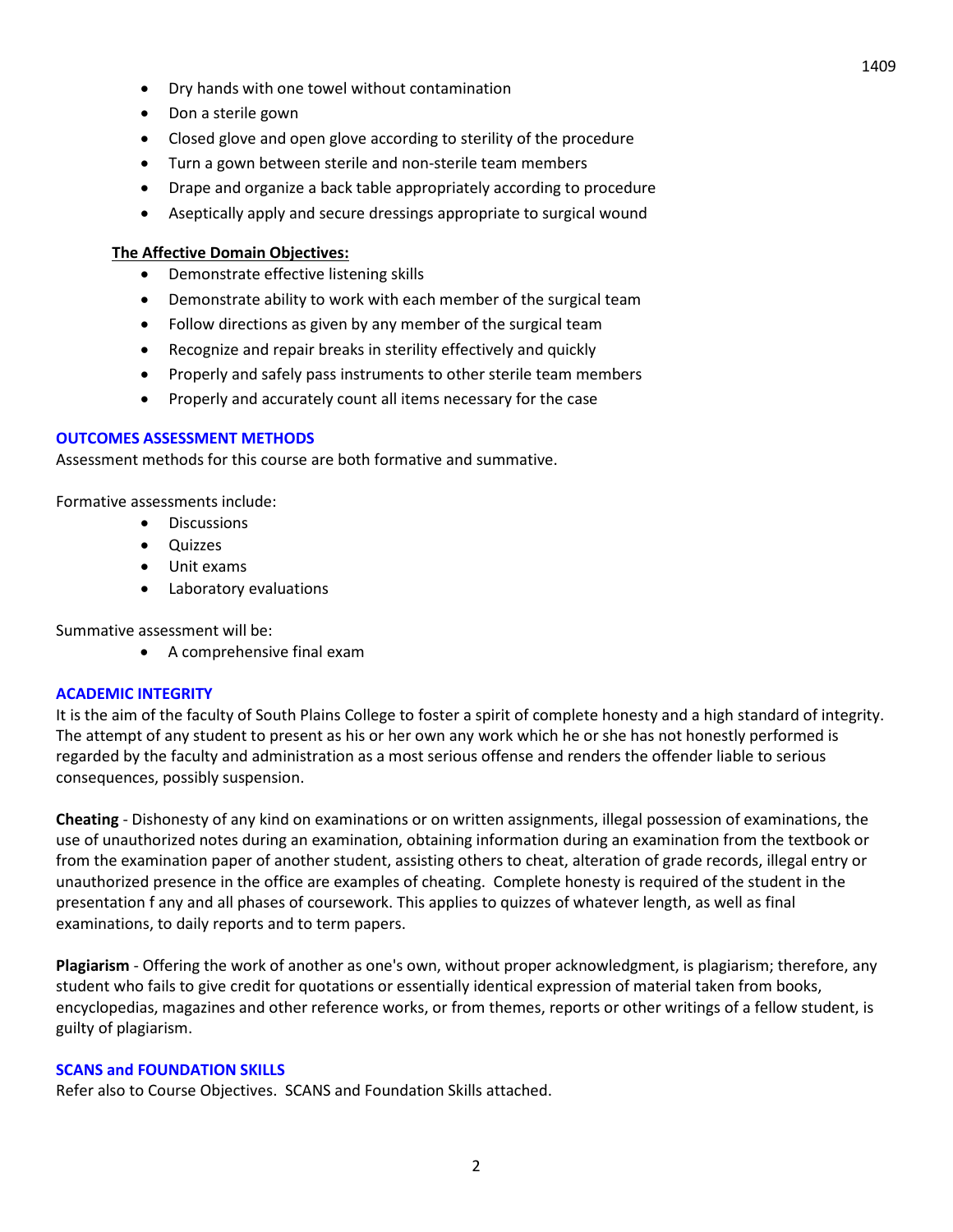- Dry hands with one towel without contamination
- Don a sterile gown
- Closed glove and open glove according to sterility of the procedure
- Turn a gown between sterile and non-sterile team members
- Drape and organize a back table appropriately according to procedure
- Aseptically apply and secure dressings appropriate to surgical wound

**The Affective Domain Objectives:**

- Demonstrate effective listening skills
- Demonstrate ability to work with each member of the surgical team
- Follow directions as given by any member of the surgical team
- Recognize and repair breaks in sterility effectively and quickly
- Properly and safely pass instruments to other sterile team members
- Properly and accurately count all items necessary for the case

## OUTCOMES ASSESSMENT METHODS

Assessment methods for this course are both formative and summative.

Formative assessments include:

- Discussions
- Quizzes
- Unit exams
- Laboratory evaluations

Summative assessment will be:

- A comprehensive final exam

## ACADEMIC INTEGRITY

It is the aim of the faculty of South Plains College to foster a spirit of complete honesty and a high standard of integrity. The attempt of any student to present as his or her own any work which he or she has not honestly performed is regarded by the faculty and administration as a most serious offense and renders the offender liable to serious consequences, possibly suspension.

**Cheating** - Dishonesty of any kind on examinations or on written assignments, illegal possession of examinations, the use of unauthorized notes during an examination, obtaining information during an examination from the textbook or from the examination paper of another student, assisting others to cheat, alteration of grade records, illegal entry or unauthorized presence in the office are examples of cheating. Complete honesty is required of the student in the presentation f any and all phases of coursework. This applies to quizzes of whatever length, as well as final examinations, to daily reports and to term papers.

**Plagiarism** - Offering the work of another as one's own, without proper acknowledgment, is plagiarism; therefore, any student who fails to give credit for quotations or essentially identical expression of material taken from books, encyclopedias, magazines and other reference works, or from themes, reports or other writings of a fellow student, is guilty of plagiarism.

## SCANS and FOUNDATION SKILLS

Refer also to Course Objectives. SCANS and Foundation Skills attached.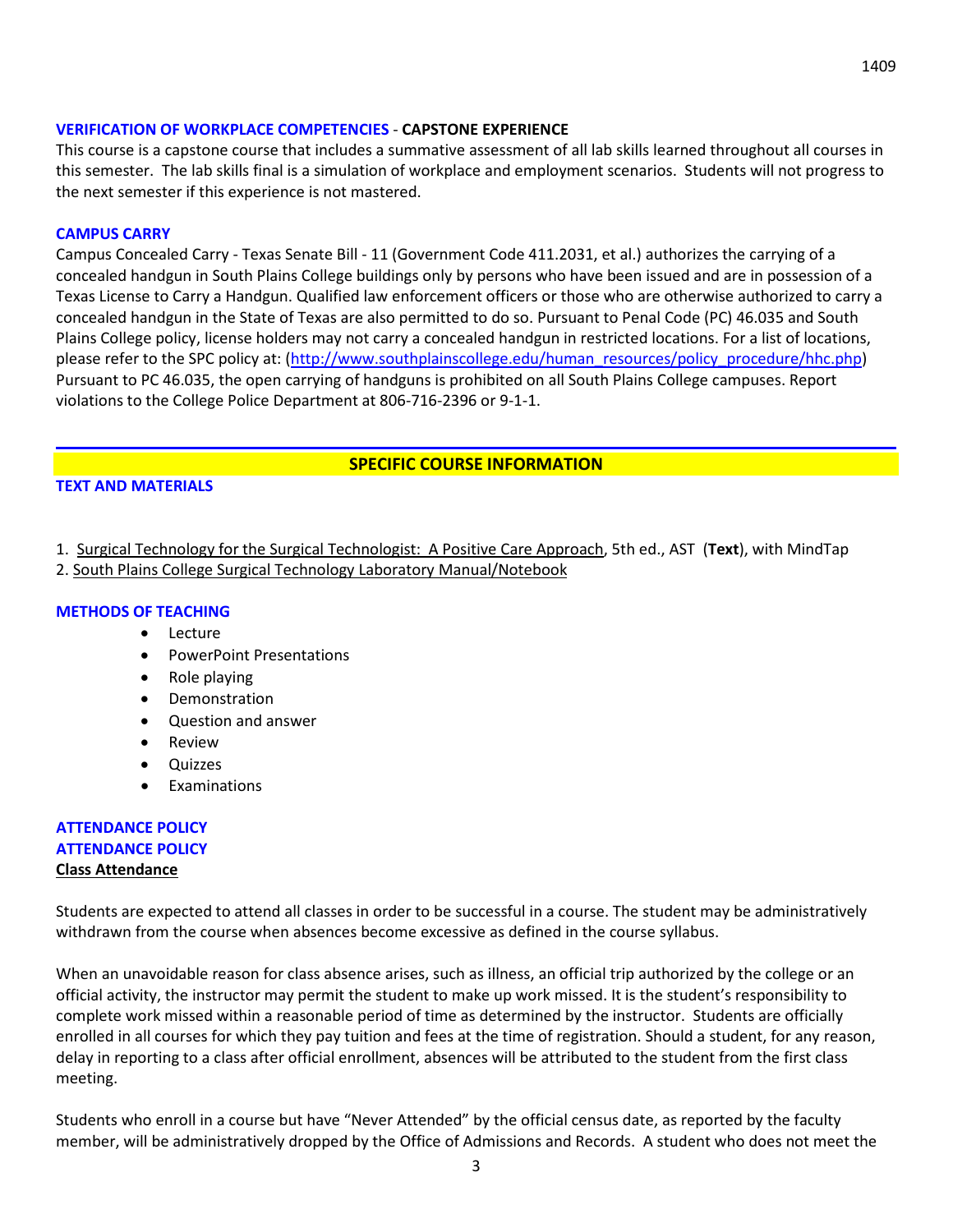### VERIFICATION OF WORKPLACE COMPETENCIES - CAPSTONE EXPERIENCE

This course is a capstone course that includes a summative assessment of all lab skills learned throughout all courses in this semester. The lab skills final is a simulation of workplace and employment scenarios. Students will not progress to the next semester if this experience is not mastered.

### CAMPUS CARRY

Campus Concealed Carry - Texas Senate Bill - 11 (Government Code 411.2031, et al.) authorizes the carrying of a concealed handgun in South Plains College buildings only by persons who have been issued and are in possession of a Texas License to Carry a Handgun. Qualified law enforcement officers or those who are otherwise authorized to carry a concealed handgun in the State of Texas are also permitted to do so. Pursuant to Penal Code (PC) 46.035 and South Plains College policy, license holders may not carry a concealed handgun in restricted locations. For a list of locations, please refer to the SPC policy at: (http://www.southplainscollege.edu/human_resources/policy_procedure/hhc.php) Pursuant to PC 46.035, the open carrying of handguns is prohibited on all South Plains College campuses. Report violations to the College Police Department at 806-716-2396 or 9-1-1.

## SPECIFIC COURSE INFORMATION

### TEXT AND MATERIALS

1. Surgical Technology for the Surgical Technologist: A Positive Care Approach, 5th ed., AST (**Text**), with MindTap
2. South Plains College Surgical Technology Laboratory Manual/Notebook

### METHODS OF TEACHING

- Lecture
- PowerPoint Presentations
- Role playing
- Demonstration
- Question and answer
- Review
- Quizzes
- Examinations

### ATTENDANCE POLICY

### ATTENDANCE POLICY

**Class Attendance**

Students are expected to attend all classes in order to be successful in a course. The student may be administratively withdrawn from the course when absences become excessive as defined in the course syllabus.

When an unavoidable reason for class absence arises, such as illness, an official trip authorized by the college or an official activity, the instructor may permit the student to make up work missed. It is the student's responsibility to complete work missed within a reasonable period of time as determined by the instructor. Students are officially enrolled in all courses for which they pay tuition and fees at the time of registration. Should a student, for any reason, delay in reporting to a class after official enrollment, absences will be attributed to the student from the first class meeting.

Students who enroll in a course but have "Never Attended" by the official census date, as reported by the faculty member, will be administratively dropped by the Office of Admissions and Records. A student who does not meet the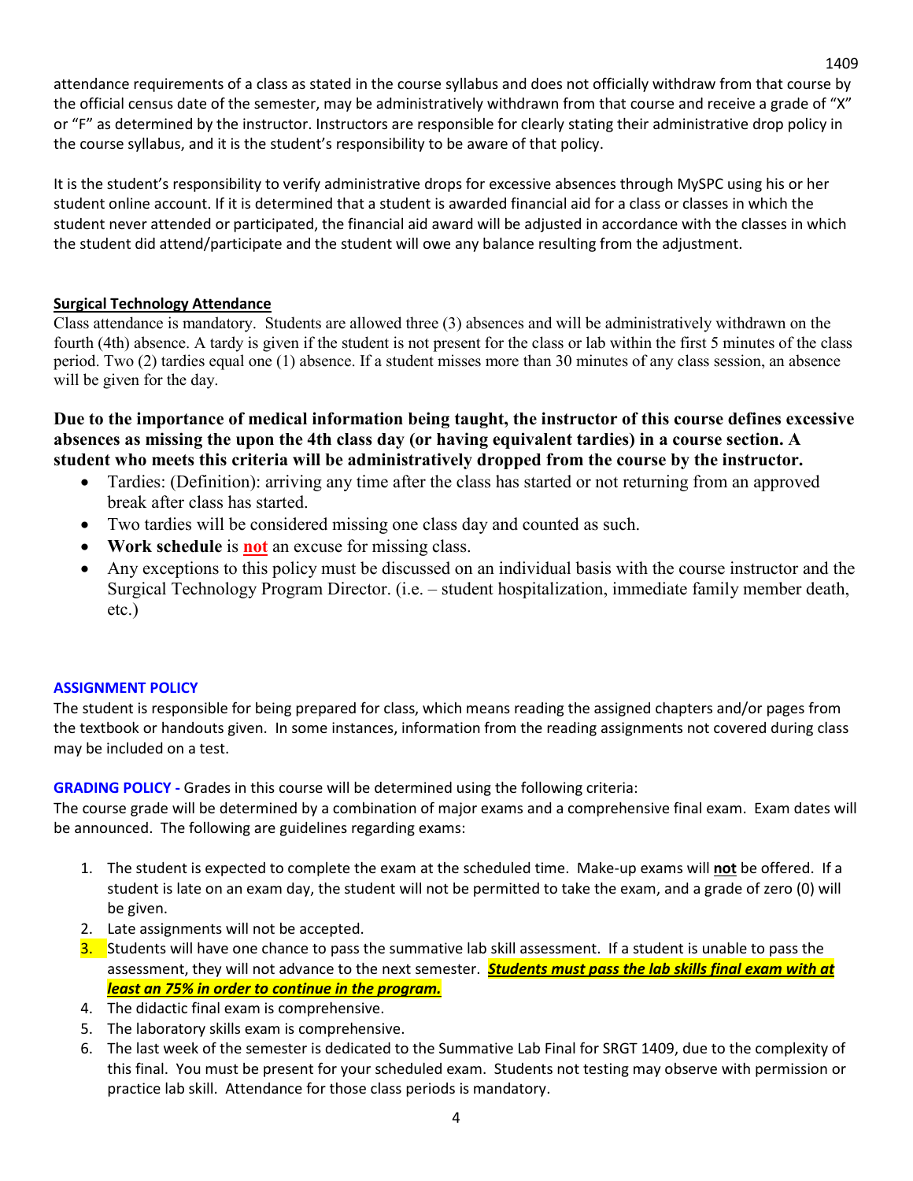attendance requirements of a class as stated in the course syllabus and does not officially withdraw from that course by the official census date of the semester, may be administratively withdrawn from that course and receive a grade of "X" or "F" as determined by the instructor. Instructors are responsible for clearly stating their administrative drop policy in the course syllabus, and it is the student's responsibility to be aware of that policy.

It is the student's responsibility to verify administrative drops for excessive absences through MySPC using his or her student online account. If it is determined that a student is awarded financial aid for a class or classes in which the student never attended or participated, the financial aid award will be adjusted in accordance with the classes in which the student did attend/participate and the student will owe any balance resulting from the adjustment.

**Surgical Technology Attendance**

Class attendance is mandatory. Students are allowed three (3) absences and will be administratively withdrawn on the fourth (4th) absence. A tardy is given if the student is not present for the class or lab within the first 5 minutes of the class period. Two (2) tardies equal one (1) absence. If a student misses more than 30 minutes of any class session, an absence will be given for the day.

**Due to the importance of medical information being taught, the instructor of this course defines excessive absences as missing the upon the 4th class day (or having equivalent tardies) in a course section. A student who meets this criteria will be administratively dropped from the course by the instructor.**

- Tardies: (Definition): arriving any time after the class has started or not returning from an approved break after class has started.
- Two tardies will be considered missing one class day and counted as such.
- **Work schedule** is **not** an excuse for missing class.
- Any exceptions to this policy must be discussed on an individual basis with the course instructor and the Surgical Technology Program Director. (i.e. – student hospitalization, immediate family member death, etc.)

**ASSIGNMENT POLICY**

The student is responsible for being prepared for class, which means reading the assigned chapters and/or pages from the textbook or handouts given. In some instances, information from the reading assignments not covered during class may be included on a test.

**GRADING POLICY -** Grades in this course will be determined using the following criteria:
The course grade will be determined by a combination of major exams and a comprehensive final exam. Exam dates will be announced. The following are guidelines regarding exams:

1. The student is expected to complete the exam at the scheduled time. Make-up exams will **not** be offered. If a student is late on an exam day, the student will not be permitted to take the exam, and a grade of zero (0) will be given.
2. Late assignments will not be accepted.
3. Students will have one chance to pass the summative lab skill assessment. If a student is unable to pass the assessment, they will not advance to the next semester. ***Students must pass the lab skills final exam with at least an 75% in order to continue in the program.***
4. The didactic final exam is comprehensive.
5. The laboratory skills exam is comprehensive.
6. The last week of the semester is dedicated to the Summative Lab Final for SRGT 1409, due to the complexity of this final. You must be present for your scheduled exam. Students not testing may observe with permission or practice lab skill. Attendance for those class periods is mandatory.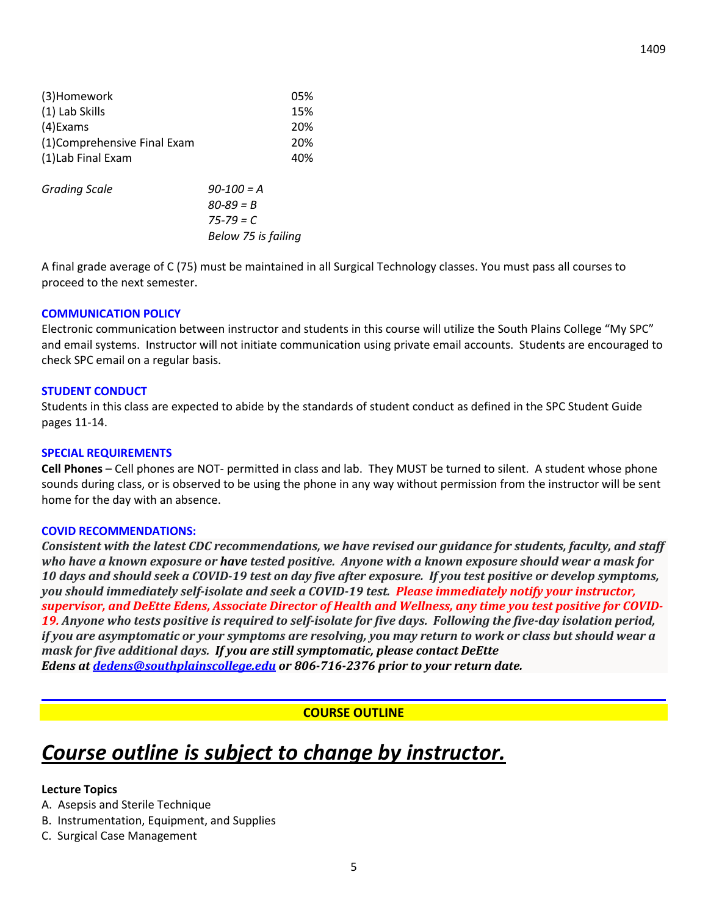| | |
|---|---|
| (3)Homework | 05% |
| (1) Lab Skills | 15% |
| (4)Exams | 20% |
| (1)Comprehensive Final Exam | 20% |
| (1)Lab Final Exam | 40% |

*Grading Scale*

*90-100 = A*
*80-89 = B*
*75-79 = C*
*Below 75 is failing*

A final grade average of C (75) must be maintained in all Surgical Technology classes. You must pass all courses to proceed to the next semester.

**COMMUNICATION POLICY**

Electronic communication between instructor and students in this course will utilize the South Plains College "My SPC" and email systems. Instructor will not initiate communication using private email accounts. Students are encouraged to check SPC email on a regular basis.

**STUDENT CONDUCT**

Students in this class are expected to abide by the standards of student conduct as defined in the SPC Student Guide pages 11-14.

**SPECIAL REQUIREMENTS**

**Cell Phones** – Cell phones are NOT- permitted in class and lab. They MUST be turned to silent. A student whose phone sounds during class, or is observed to be using the phone in any way without permission from the instructor will be sent home for the day with an absence.

**COVID RECOMMENDATIONS:**

***Consistent with the latest CDC recommendations, we have revised our guidance for students, faculty, and staff who have a known exposure or have tested positive. Anyone with a known exposure should wear a mask for 10 days and should seek a COVID-19 test on day five after exposure. If you test positive or develop symptoms, you should immediately self-isolate and seek a COVID-19 test. Please immediately notify your instructor, supervisor, and DeEtte Edens, Associate Director of Health and Wellness, any time you test positive for COVID-19. Anyone who tests positive is required to self-isolate for five days. Following the five-day isolation period, if you are asymptomatic or your symptoms are resolving, you may return to work or class but should wear a mask for five additional days. If you are still symptomatic, please contact DeEtte Edens at dedens@southplainscollege.edu or 806-716-2376 prior to your return date.***

---

**COURSE OUTLINE**

# ***Course outline is subject to change by instructor.***

**Lecture Topics**

A. Asepsis and Sterile Technique
B. Instrumentation, Equipment, and Supplies
C. Surgical Case Management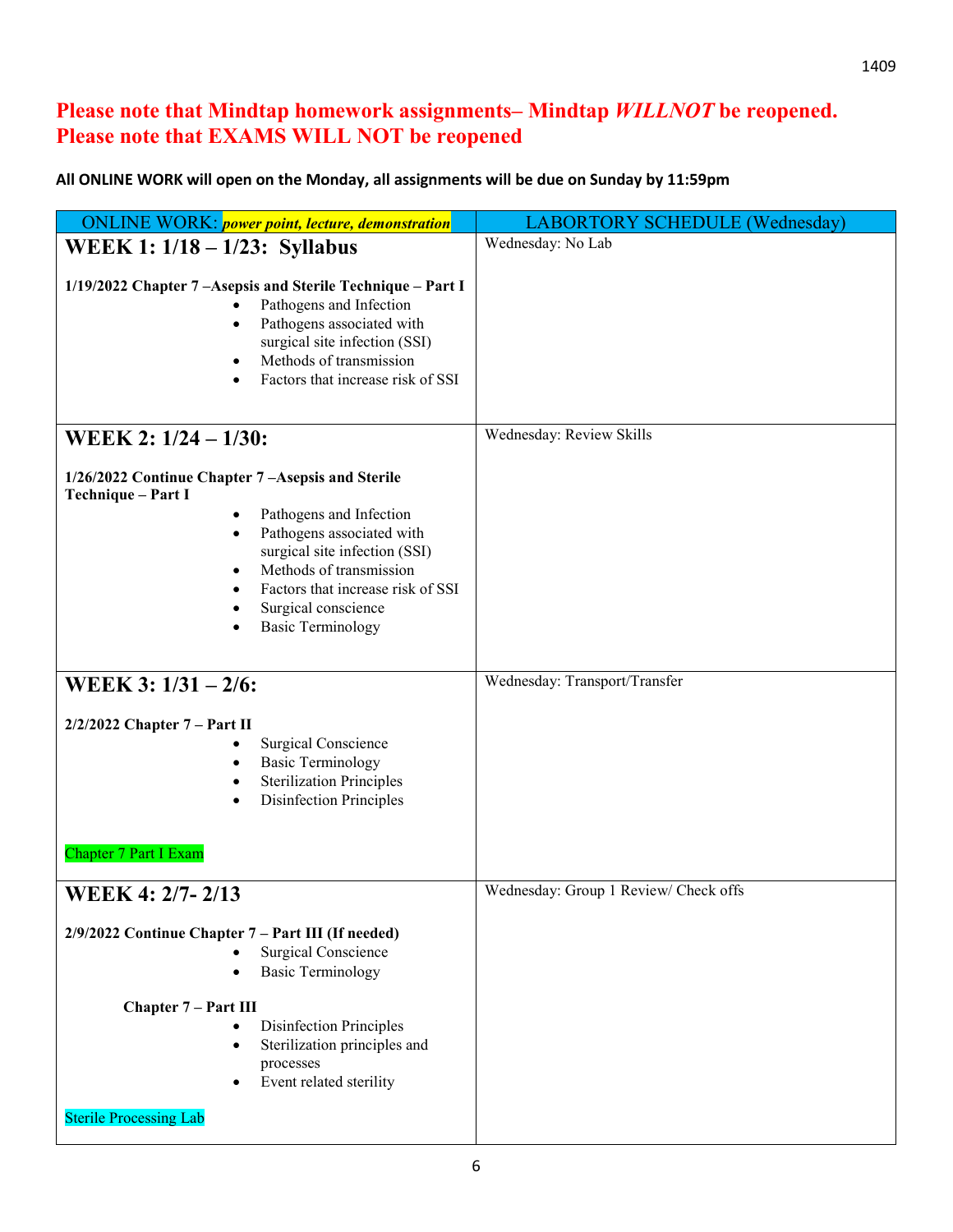**Please note that Mindtap homework assignments– Mindtap *WILLNOT* be reopened.**
**Please note that EXAMS WILL NOT be reopened**

**All ONLINE WORK will open on the Monday, all assignments will be due on Sunday by 11:59pm**

| ONLINE WORK: ***power point, lecture, demonstration*** | LABORTORY SCHEDULE (Wednesday) |
|---|---|
| **WEEK 1: 1/18 – 1/23: Syllabus**<br><br>**1/19/2022 Chapter 7 –Asepsis and Sterile Technique – Part I**<br>• Pathogens and Infection<br>• Pathogens associated with surgical site infection (SSI)<br>• Methods of transmission<br>• Factors that increase risk of SSI | Wednesday: No Lab |
| **WEEK 2: 1/24 – 1/30:**<br><br>**1/26/2022 Continue Chapter 7 –Asepsis and Sterile Technique – Part I**<br>• Pathogens and Infection<br>• Pathogens associated with surgical site infection (SSI)<br>• Methods of transmission<br>• Factors that increase risk of SSI<br>• Surgical conscience<br>• Basic Terminology | Wednesday: Review Skills |
| **WEEK 3: 1/31 – 2/6:**<br><br>**2/2/2022 Chapter 7 – Part II**<br>• Surgical Conscience<br>• Basic Terminology<br>• Sterilization Principles<br>• Disinfection Principles<br><br>Chapter 7 Part I Exam | Wednesday: Transport/Transfer |
| **WEEK 4: 2/7- 2/13**<br><br>**2/9/2022 Continue Chapter 7 – Part III (If needed)**<br>• Surgical Conscience<br>• Basic Terminology<br><br>**Chapter 7 – Part III**<br>• Disinfection Principles<br>• Sterilization principles and processes<br>• Event related sterility<br><br>Sterile Processing Lab | Wednesday: Group 1 Review/ Check offs |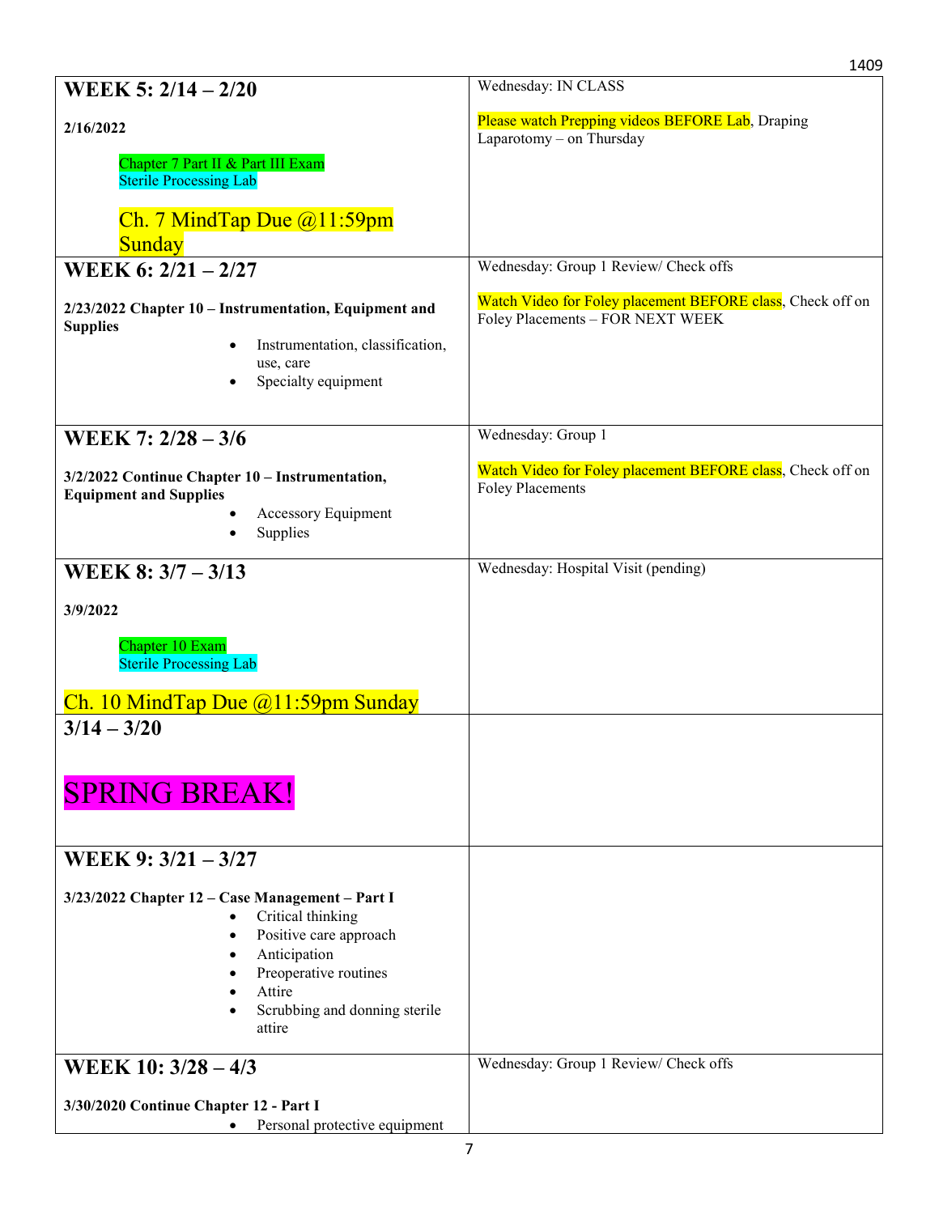| WEEK 5: 2/14 – 2/20<br><br>2/16/2022<br><br>Chapter 7 Part II & Part III Exam<br>Sterile Processing Lab<br><br>Ch. 7 MindTap Due @11:59pm Sunday | Wednesday: IN CLASS<br><br>Please watch Prepping videos BEFORE Lab, Draping Laparotomy – on Thursday |
|---|---|
| WEEK 6: 2/21 – 2/27<br><br>**2/23/2022 Chapter 10 – Instrumentation, Equipment and Supplies**<br>• Instrumentation, classification, use, care<br>• Specialty equipment | Wednesday: Group 1 Review/ Check offs<br><br>Watch Video for Foley placement BEFORE class, Check off on Foley Placements – FOR NEXT WEEK |
| WEEK 7: 2/28 – 3/6<br><br>**3/2/2022 Continue Chapter 10 – Instrumentation, Equipment and Supplies**<br>• Accessory Equipment<br>• Supplies | Wednesday: Group 1<br><br>Watch Video for Foley placement BEFORE class, Check off on Foley Placements |
| WEEK 8: 3/7 – 3/13<br><br>3/9/2022<br><br>Chapter 10 Exam<br>Sterile Processing Lab<br><br>Ch. 10 MindTap Due @11:59pm Sunday | Wednesday: Hospital Visit (pending) |
| 3/14 – 3/20<br><br>SPRING BREAK! | |
| WEEK 9: 3/21 – 3/27<br><br>**3/23/2022 Chapter 12 – Case Management – Part I**<br>• Critical thinking<br>• Positive care approach<br>• Anticipation<br>• Preoperative routines<br>• Attire<br>• Scrubbing and donning sterile attire | |
| WEEK 10: 3/28 – 4/3<br><br>**3/30/2020 Continue Chapter 12 - Part I**<br>• Personal protective equipment | Wednesday: Group 1 Review/ Check offs |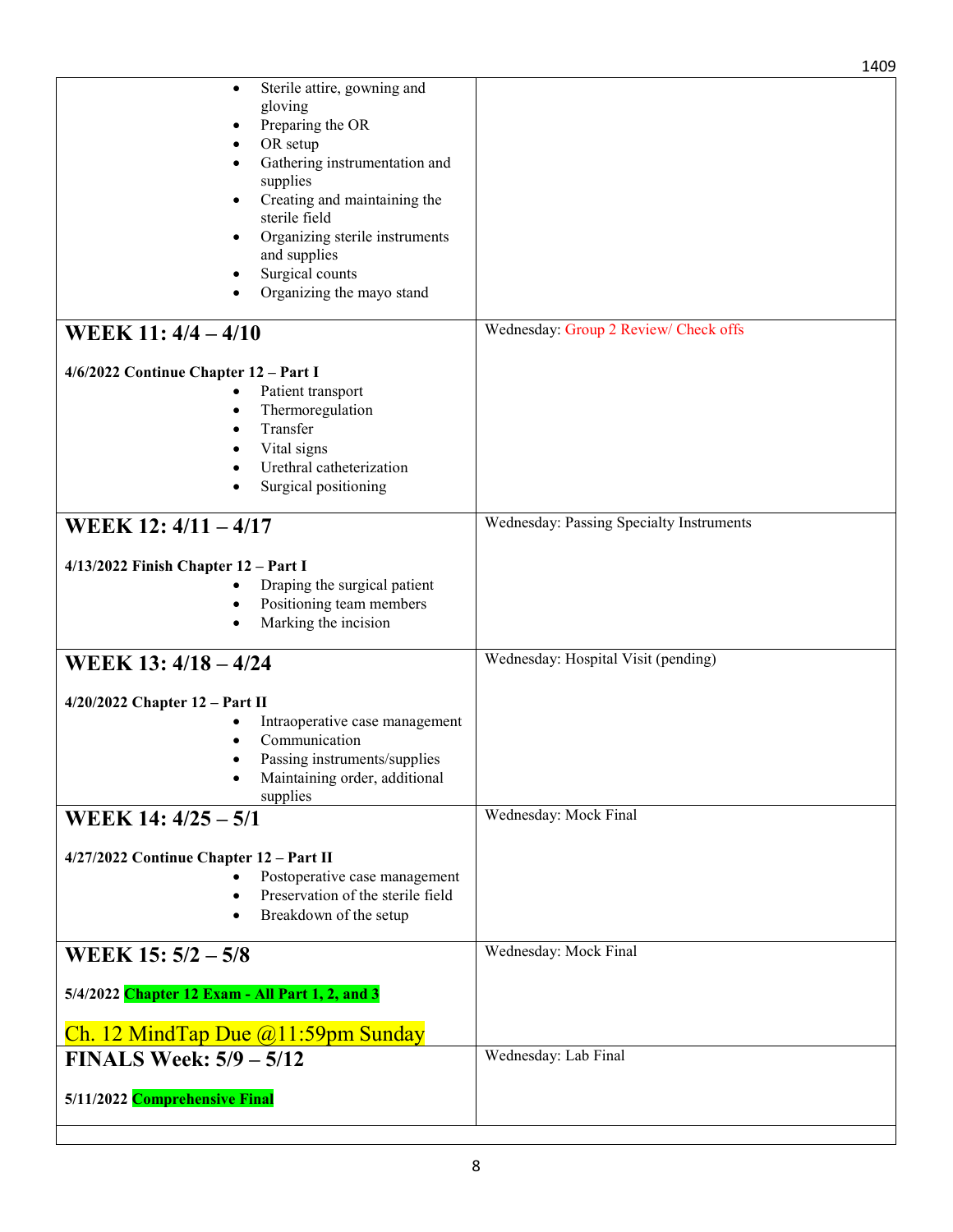| | |
|---|---|
| • Sterile attire, gowning and gloving<br>• Preparing the OR<br>• OR setup<br>• Gathering instrumentation and supplies<br>• Creating and maintaining the sterile field<br>• Organizing sterile instruments and supplies<br>• Surgical counts<br>• Organizing the mayo stand | |
| **WEEK 11: 4/4 – 4/10**<br><br>**4/6/2022 Continue Chapter 12 – Part I**<br>• Patient transport<br>• Thermoregulation<br>• Transfer<br>• Vital signs<br>• Urethral catheterization<br>• Surgical positioning | Wednesday: Group 2 Review/ Check offs |
| **WEEK 12: 4/11 – 4/17**<br><br>**4/13/2022 Finish Chapter 12 – Part I**<br>• Draping the surgical patient<br>• Positioning team members<br>• Marking the incision | Wednesday: Passing Specialty Instruments |
| **WEEK 13: 4/18 – 4/24**<br><br>**4/20/2022 Chapter 12 – Part II**<br>• Intraoperative case management<br>• Communication<br>• Passing instruments/supplies<br>• Maintaining order, additional supplies | Wednesday: Hospital Visit (pending) |
| **WEEK 14: 4/25 – 5/1**<br><br>**4/27/2022 Continue Chapter 12 – Part II**<br>• Postoperative case management<br>• Preservation of the sterile field<br>• Breakdown of the setup | Wednesday: Mock Final |
| **WEEK 15: 5/2 – 5/8**<br><br>**5/4/2022 Chapter 12 Exam - All Part 1, 2, and 3**<br><br>Ch. 12 MindTap Due @11:59pm Sunday | Wednesday: Mock Final |
| **FINALS Week: 5/9 – 5/12**<br><br>**5/11/2022 Comprehensive Final** | Wednesday: Lab Final |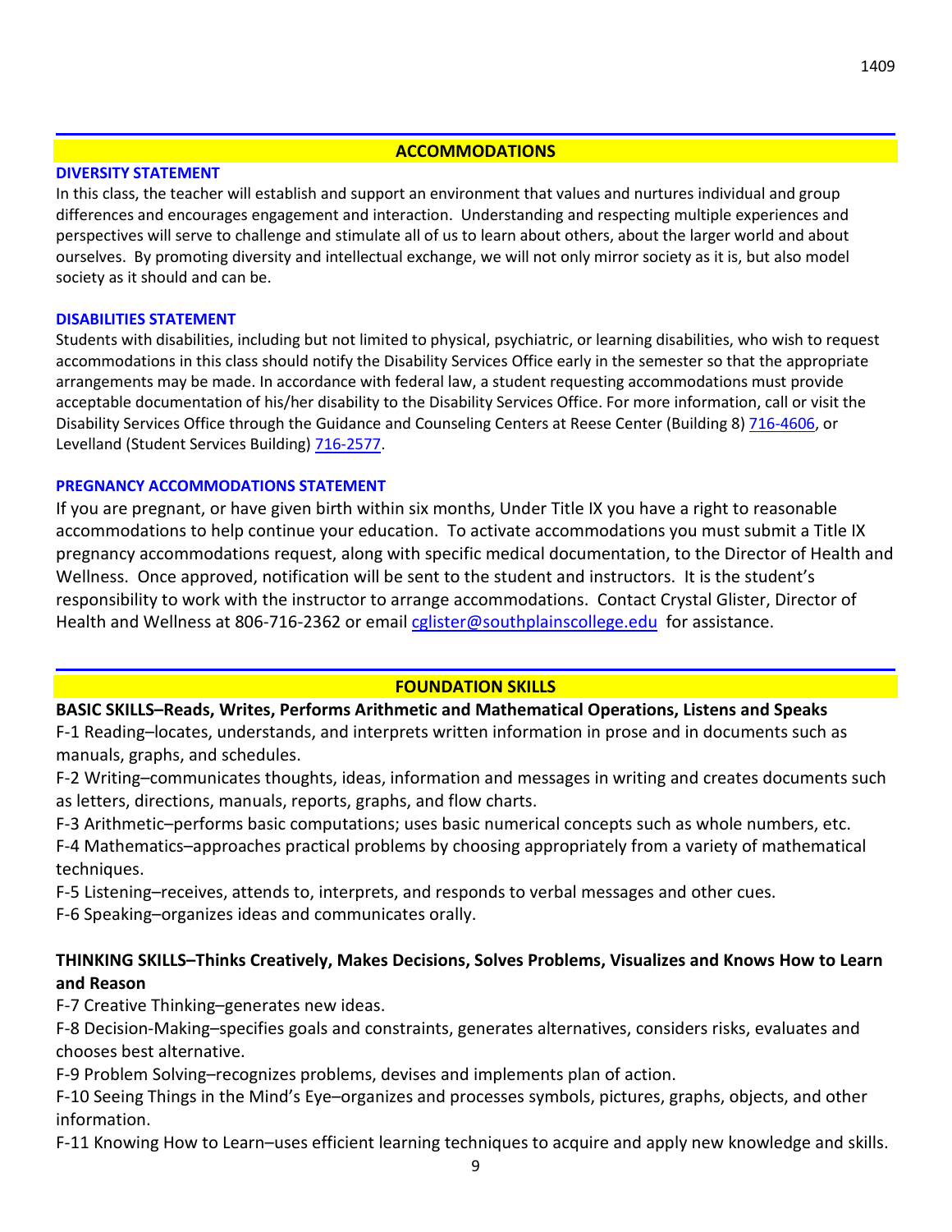## ACCOMMODATIONS

### DIVERSITY STATEMENT

In this class, the teacher will establish and support an environment that values and nurtures individual and group differences and encourages engagement and interaction. Understanding and respecting multiple experiences and perspectives will serve to challenge and stimulate all of us to learn about others, about the larger world and about ourselves. By promoting diversity and intellectual exchange, we will not only mirror society as it is, but also model society as it should and can be.

### DISABILITIES STATEMENT

Students with disabilities, including but not limited to physical, psychiatric, or learning disabilities, who wish to request accommodations in this class should notify the Disability Services Office early in the semester so that the appropriate arrangements may be made. In accordance with federal law, a student requesting accommodations must provide acceptable documentation of his/her disability to the Disability Services Office. For more information, call or visit the Disability Services Office through the Guidance and Counseling Centers at Reese Center (Building 8) 716-4606, or Levelland (Student Services Building) 716-2577.

### PREGNANCY ACCOMMODATIONS STATEMENT

If you are pregnant, or have given birth within six months, Under Title IX you have a right to reasonable accommodations to help continue your education. To activate accommodations you must submit a Title IX pregnancy accommodations request, along with specific medical documentation, to the Director of Health and Wellness. Once approved, notification will be sent to the student and instructors. It is the student's responsibility to work with the instructor to arrange accommodations. Contact Crystal Glister, Director of Health and Wellness at 806-716-2362 or email cglister@southplainscollege.edu for assistance.

## FOUNDATION SKILLS

**BASIC SKILLS–Reads, Writes, Performs Arithmetic and Mathematical Operations, Listens and Speaks**

F-1 Reading–locates, understands, and interprets written information in prose and in documents such as manuals, graphs, and schedules.

F-2 Writing–communicates thoughts, ideas, information and messages in writing and creates documents such as letters, directions, manuals, reports, graphs, and flow charts.

F-3 Arithmetic–performs basic computations; uses basic numerical concepts such as whole numbers, etc.

F-4 Mathematics–approaches practical problems by choosing appropriately from a variety of mathematical techniques.

F-5 Listening–receives, attends to, interprets, and responds to verbal messages and other cues.

F-6 Speaking–organizes ideas and communicates orally.

**THINKING SKILLS–Thinks Creatively, Makes Decisions, Solves Problems, Visualizes and Knows How to Learn and Reason**

F-7 Creative Thinking–generates new ideas.

F-8 Decision-Making–specifies goals and constraints, generates alternatives, considers risks, evaluates and chooses best alternative.

F-9 Problem Solving–recognizes problems, devises and implements plan of action.

F-10 Seeing Things in the Mind's Eye–organizes and processes symbols, pictures, graphs, objects, and other information.

F-11 Knowing How to Learn–uses efficient learning techniques to acquire and apply new knowledge and skills.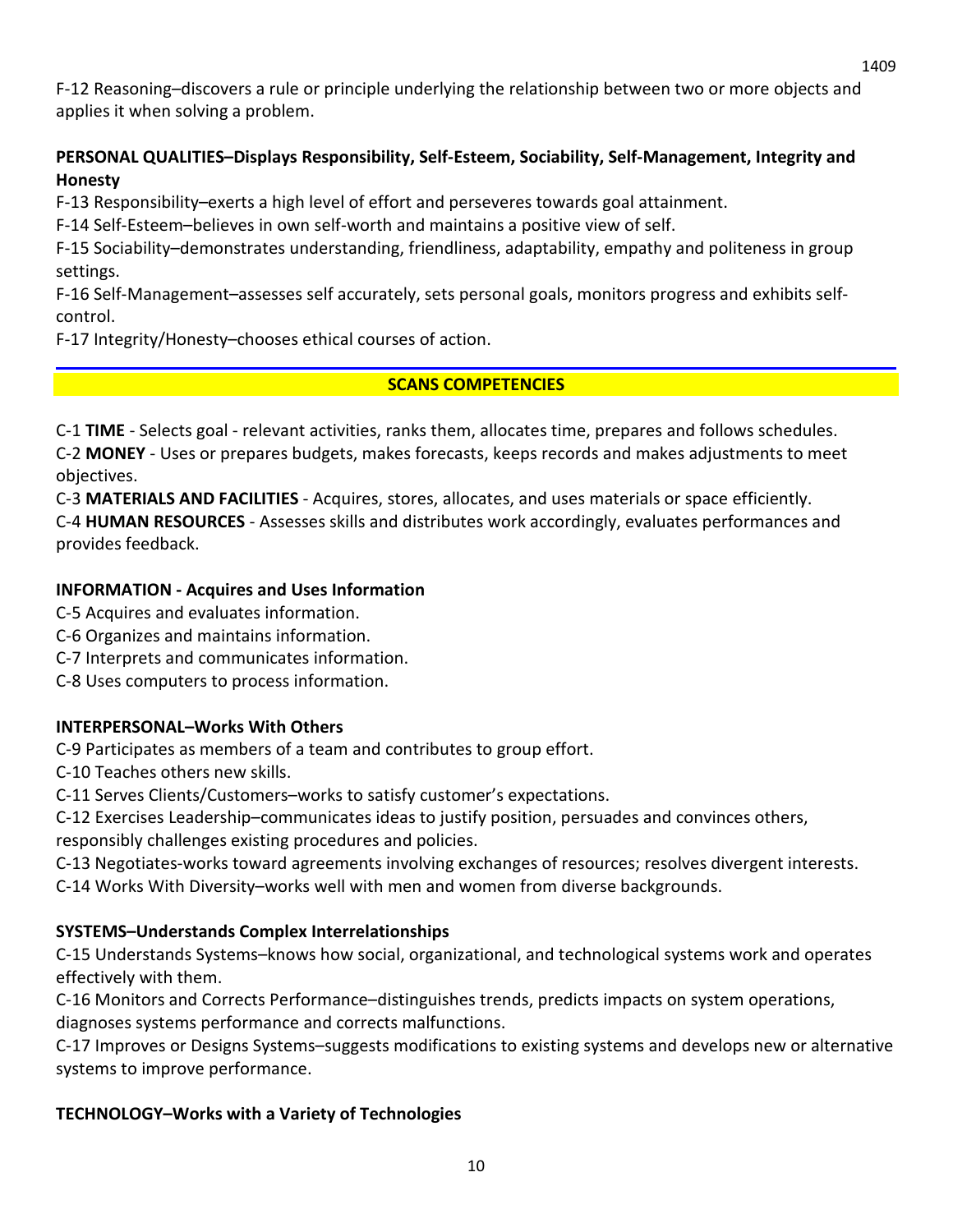F-12 Reasoning–discovers a rule or principle underlying the relationship between two or more objects and applies it when solving a problem.

**PERSONAL QUALITIES–Displays Responsibility, Self-Esteem, Sociability, Self-Management, Integrity and Honesty**

F-13 Responsibility–exerts a high level of effort and perseveres towards goal attainment.
F-14 Self-Esteem–believes in own self-worth and maintains a positive view of self.
F-15 Sociability–demonstrates understanding, friendliness, adaptability, empathy and politeness in group settings.
F-16 Self-Management–assesses self accurately, sets personal goals, monitors progress and exhibits self-control.
F-17 Integrity/Honesty–chooses ethical courses of action.

## SCANS COMPETENCIES

C-1 **TIME** - Selects goal - relevant activities, ranks them, allocates time, prepares and follows schedules.
C-2 **MONEY** - Uses or prepares budgets, makes forecasts, keeps records and makes adjustments to meet objectives.
C-3 **MATERIALS AND FACILITIES** - Acquires, stores, allocates, and uses materials or space efficiently.
C-4 **HUMAN RESOURCES** - Assesses skills and distributes work accordingly, evaluates performances and provides feedback.

**INFORMATION - Acquires and Uses Information**

C-5 Acquires and evaluates information.
C-6 Organizes and maintains information.
C-7 Interprets and communicates information.
C-8 Uses computers to process information.

**INTERPERSONAL–Works With Others**

C-9 Participates as members of a team and contributes to group effort.
C-10 Teaches others new skills.
C-11 Serves Clients/Customers–works to satisfy customer's expectations.
C-12 Exercises Leadership–communicates ideas to justify position, persuades and convinces others, responsibly challenges existing procedures and policies.
C-13 Negotiates-works toward agreements involving exchanges of resources; resolves divergent interests.
C-14 Works With Diversity–works well with men and women from diverse backgrounds.

**SYSTEMS–Understands Complex Interrelationships**

C-15 Understands Systems–knows how social, organizational, and technological systems work and operates effectively with them.
C-16 Monitors and Corrects Performance–distinguishes trends, predicts impacts on system operations, diagnoses systems performance and corrects malfunctions.
C-17 Improves or Designs Systems–suggests modifications to existing systems and develops new or alternative systems to improve performance.

**TECHNOLOGY–Works with a Variety of Technologies**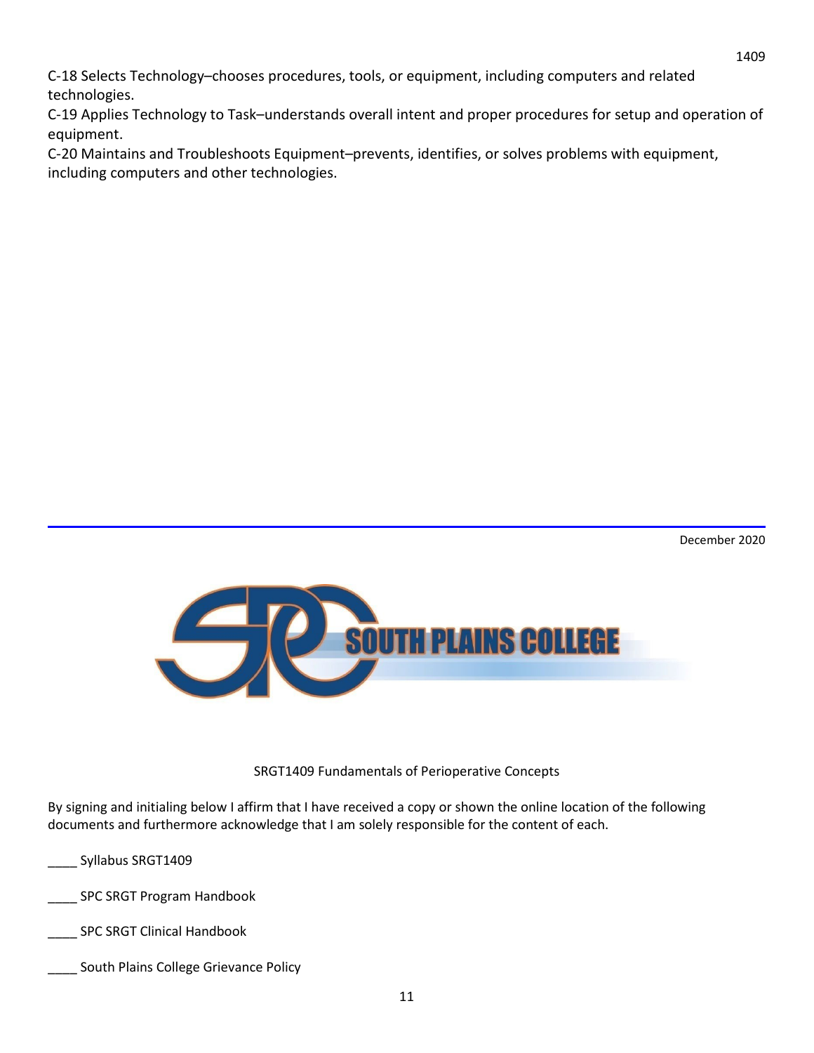C-18 Selects Technology–chooses procedures, tools, or equipment, including computers and related technologies.

C-19 Applies Technology to Task–understands overall intent and proper procedures for setup and operation of equipment.

C-20 Maintains and Troubleshoots Equipment–prevents, identifies, or solves problems with equipment, including computers and other technologies.

---

December 2020

SOUTH PLAINS COLLEGE

SRGT1409 Fundamentals of Perioperative Concepts

By signing and initialing below I affirm that I have received a copy or shown the online location of the following documents and furthermore acknowledge that I am solely responsible for the content of each.

____ Syllabus SRGT1409

____ SPC SRGT Program Handbook

____ SPC SRGT Clinical Handbook

____ South Plains College Grievance Policy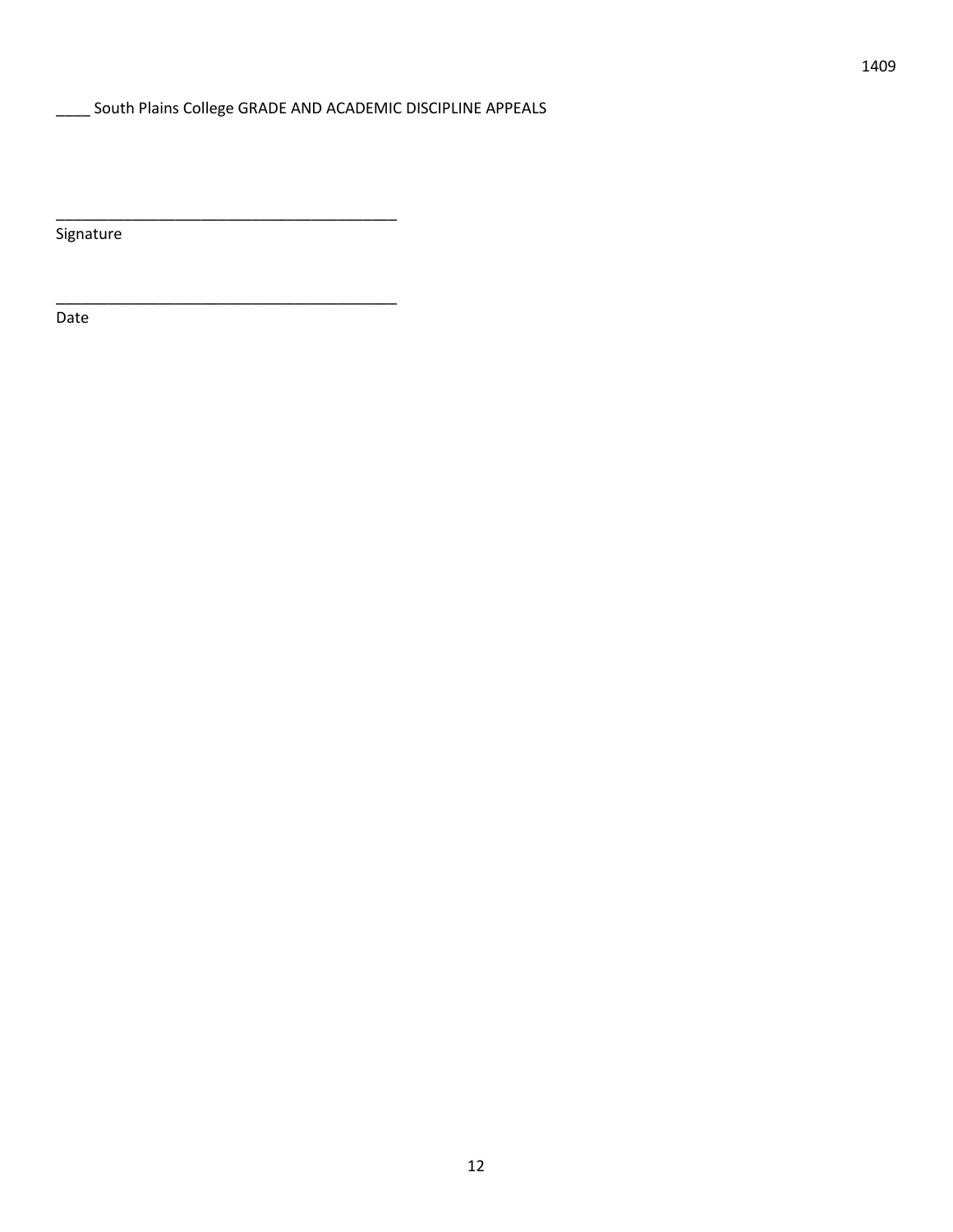____ South Plains College GRADE AND ACADEMIC DISCIPLINE APPEALS

_________________________________________
Signature

_________________________________________
Date